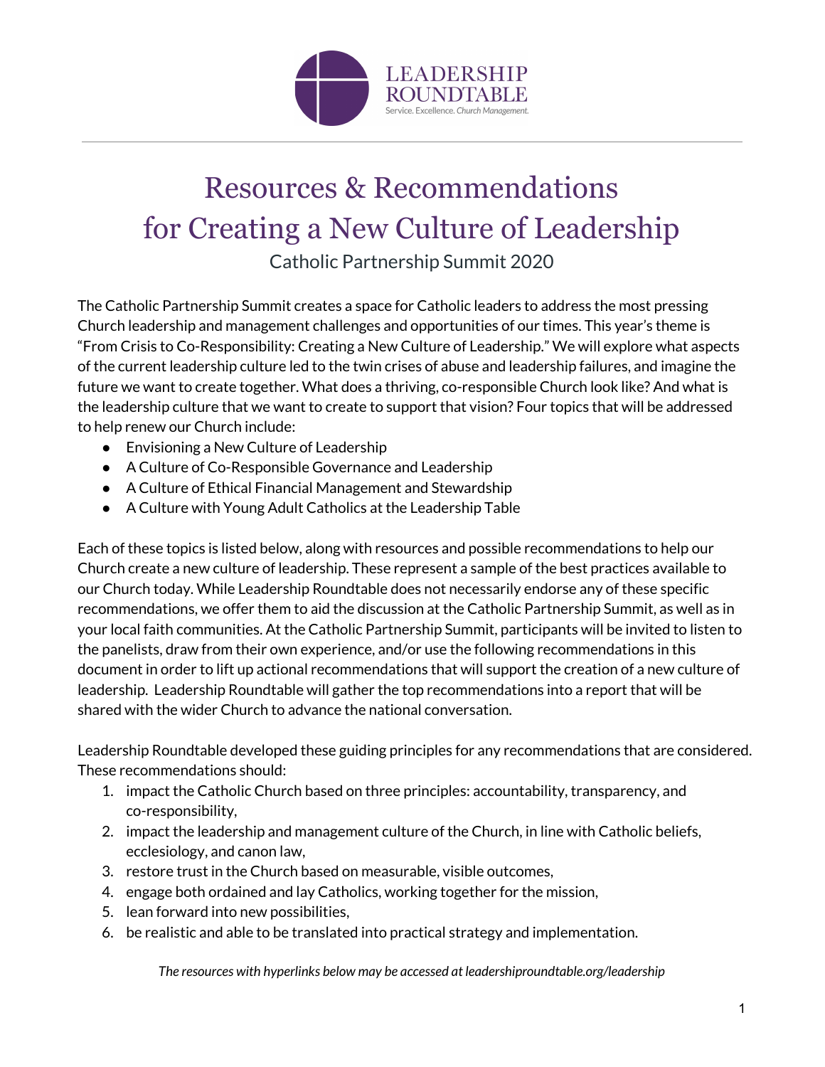LEADERSHIP ROUNDTABLE
Service. Excellence. *Church Management.*

# Resources & Recommendations for Creating a New Culture of Leadership

Catholic Partnership Summit 2020

The Catholic Partnership Summit creates a space for Catholic leaders to address the most pressing Church leadership and management challenges and opportunities of our times. This year's theme is "From Crisis to Co-Responsibility: Creating a New Culture of Leadership." We will explore what aspects of the current leadership culture led to the twin crises of abuse and leadership failures, and imagine the future we want to create together. What does a thriving, co-responsible Church look like? And what is the leadership culture that we want to create to support that vision? Four topics that will be addressed to help renew our Church include:

- Envisioning a New Culture of Leadership
- A Culture of Co-Responsible Governance and Leadership
- A Culture of Ethical Financial Management and Stewardship
- A Culture with Young Adult Catholics at the Leadership Table

Each of these topics is listed below, along with resources and possible recommendations to help our Church create a new culture of leadership. These represent a sample of the best practices available to our Church today. While Leadership Roundtable does not necessarily endorse any of these specific recommendations, we offer them to aid the discussion at the Catholic Partnership Summit, as well as in your local faith communities. At the Catholic Partnership Summit, participants will be invited to listen to the panelists, draw from their own experience, and/or use the following recommendations in this document in order to lift up actional recommendations that will support the creation of a new culture of leadership. Leadership Roundtable will gather the top recommendations into a report that will be shared with the wider Church to advance the national conversation.

Leadership Roundtable developed these guiding principles for any recommendations that are considered. These recommendations should:

1. impact the Catholic Church based on three principles: accountability, transparency, and co-responsibility,
2. impact the leadership and management culture of the Church, in line with Catholic beliefs, ecclesiology, and canon law,
3. restore trust in the Church based on measurable, visible outcomes,
4. engage both ordained and lay Catholics, working together for the mission,
5. lean forward into new possibilities,
6. be realistic and able to be translated into practical strategy and implementation.

*The resources with hyperlinks below may be accessed at leadershiproundtable.org/leadership*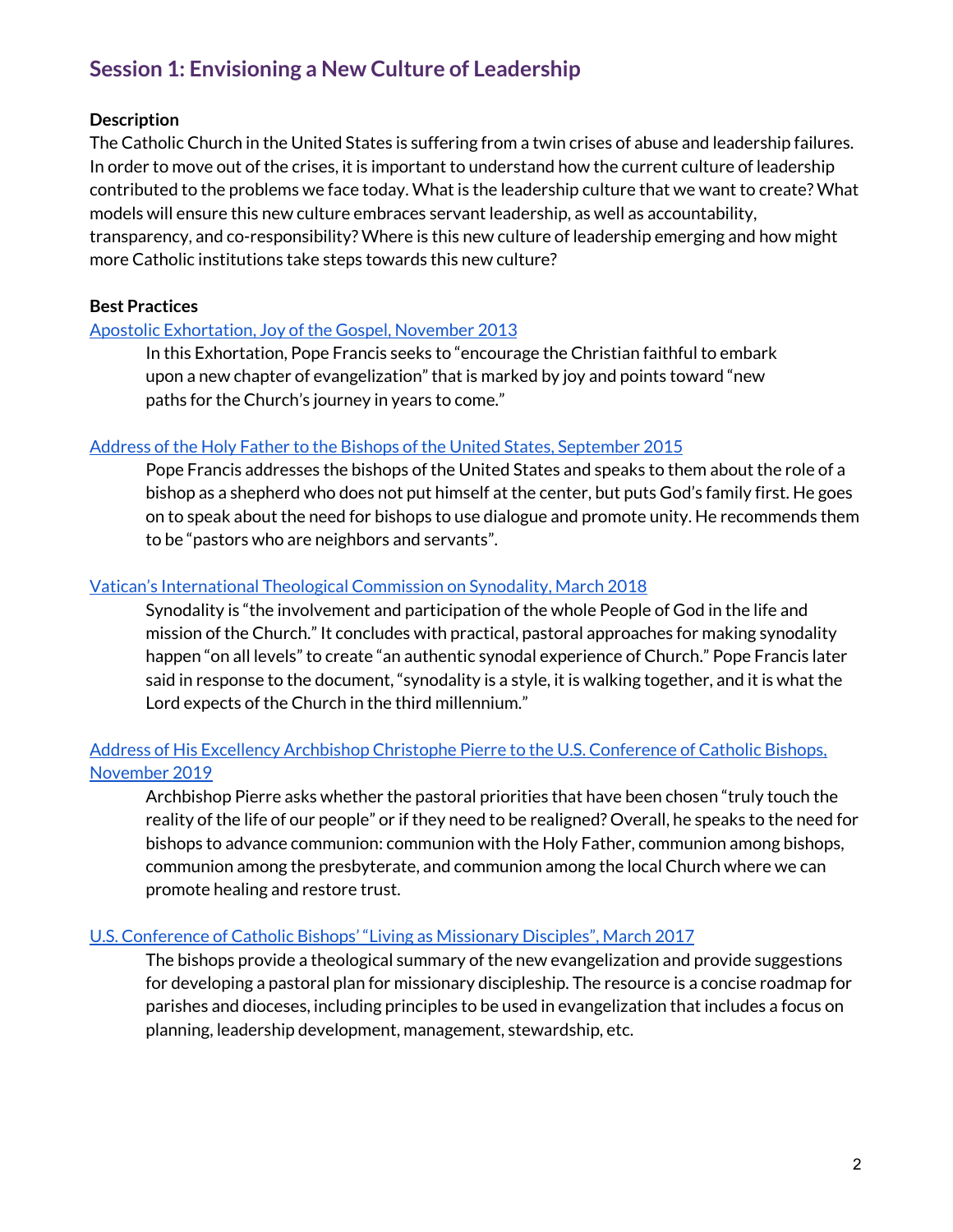## Session 1: Envisioning a New Culture of Leadership

**Description**

The Catholic Church in the United States is suffering from a twin crises of abuse and leadership failures. In order to move out of the crises, it is important to understand how the current culture of leadership contributed to the problems we face today. What is the leadership culture that we want to create? What models will ensure this new culture embraces servant leadership, as well as accountability, transparency, and co-responsibility? Where is this new culture of leadership emerging and how might more Catholic institutions take steps towards this new culture?

**Best Practices**

Apostolic Exhortation, Joy of the Gospel, November 2013

> In this Exhortation, Pope Francis seeks to "encourage the Christian faithful to embark upon a new chapter of evangelization" that is marked by joy and points toward "new paths for the Church's journey in years to come."

Address of the Holy Father to the Bishops of the United States, September 2015

> Pope Francis addresses the bishops of the United States and speaks to them about the role of a bishop as a shepherd who does not put himself at the center, but puts God's family first. He goes on to speak about the need for bishops to use dialogue and promote unity. He recommends them to be "pastors who are neighbors and servants".

Vatican's International Theological Commission on Synodality, March 2018

> Synodality is "the involvement and participation of the whole People of God in the life and mission of the Church." It concludes with practical, pastoral approaches for making synodality happen "on all levels" to create "an authentic synodal experience of Church." Pope Francis later said in response to the document, "synodality is a style, it is walking together, and it is what the Lord expects of the Church in the third millennium."

Address of His Excellency Archbishop Christophe Pierre to the U.S. Conference of Catholic Bishops, November 2019

> Archbishop Pierre asks whether the pastoral priorities that have been chosen "truly touch the reality of the life of our people" or if they need to be realigned? Overall, he speaks to the need for bishops to advance communion: communion with the Holy Father, communion among bishops, communion among the presbyterate, and communion among the local Church where we can promote healing and restore trust.

U.S. Conference of Catholic Bishops' "Living as Missionary Disciples", March 2017

> The bishops provide a theological summary of the new evangelization and provide suggestions for developing a pastoral plan for missionary discipleship. The resource is a concise roadmap for parishes and dioceses, including principles to be used in evangelization that includes a focus on planning, leadership development, management, stewardship, etc.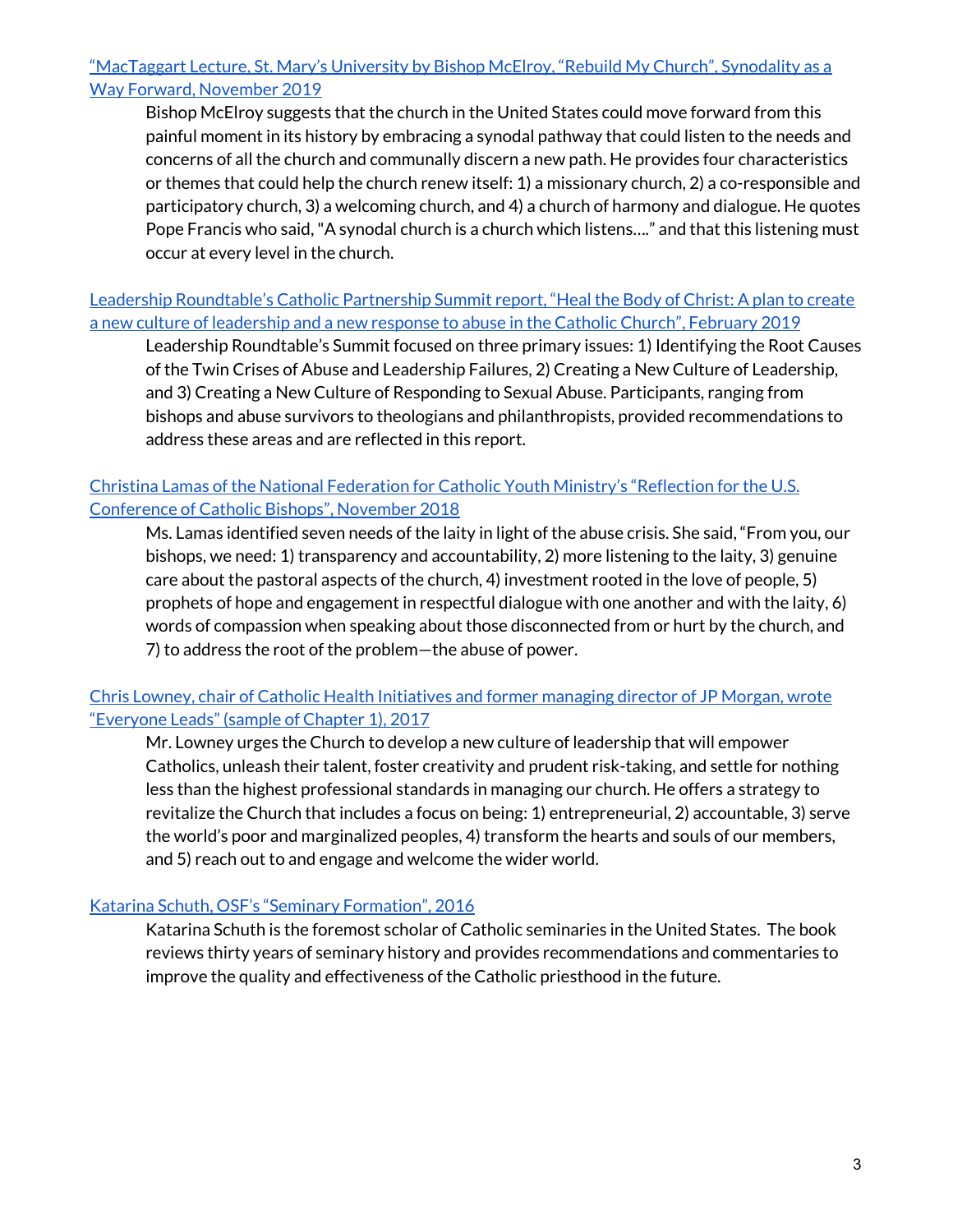[“MacTaggart Lecture, St. Mary’s University by Bishop McElroy, “Rebuild My Church”, Synodality as a Way Forward, November 2019](#)

> Bishop McElroy suggests that the church in the United States could move forward from this painful moment in its history by embracing a synodal pathway that could listen to the needs and concerns of all the church and communally discern a new path. He provides four characteristics or themes that could help the church renew itself: 1) a missionary church, 2) a co-responsible and participatory church, 3) a welcoming church, and 4) a church of harmony and dialogue. He quotes Pope Francis who said, "A synodal church is a church which listens…." and that this listening must occur at every level in the church.

[Leadership Roundtable’s Catholic Partnership Summit report, “Heal the Body of Christ: A plan to create a new culture of leadership and a new response to abuse in the Catholic Church”, February 2019](#)

> Leadership Roundtable’s Summit focused on three primary issues: 1) Identifying the Root Causes of the Twin Crises of Abuse and Leadership Failures, 2) Creating a New Culture of Leadership, and 3) Creating a New Culture of Responding to Sexual Abuse. Participants, ranging from bishops and abuse survivors to theologians and philanthropists, provided recommendations to address these areas and are reflected in this report.

[Christina Lamas of the National Federation for Catholic Youth Ministry’s “Reflection for the U.S. Conference of Catholic Bishops”, November 2018](#)

> Ms. Lamas identified seven needs of the laity in light of the abuse crisis. She said, “From you, our bishops, we need: 1) transparency and accountability, 2) more listening to the laity, 3) genuine care about the pastoral aspects of the church, 4) investment rooted in the love of people, 5) prophets of hope and engagement in respectful dialogue with one another and with the laity, 6) words of compassion when speaking about those disconnected from or hurt by the church, and 7) to address the root of the problem—the abuse of power.

[Chris Lowney, chair of Catholic Health Initiatives and former managing director of JP Morgan, wrote “Everyone Leads” (sample of Chapter 1), 2017](#)

> Mr. Lowney urges the Church to develop a new culture of leadership that will empower Catholics, unleash their talent, foster creativity and prudent risk-taking, and settle for nothing less than the highest professional standards in managing our church. He offers a strategy to revitalize the Church that includes a focus on being: 1) entrepreneurial, 2) accountable, 3) serve the world’s poor and marginalized peoples, 4) transform the hearts and souls of our members, and 5) reach out to and engage and welcome the wider world.

[Katarina Schuth, OSF’s “Seminary Formation”, 2016](#)

> Katarina Schuth is the foremost scholar of Catholic seminaries in the United States. The book reviews thirty years of seminary history and provides recommendations and commentaries to improve the quality and effectiveness of the Catholic priesthood in the future.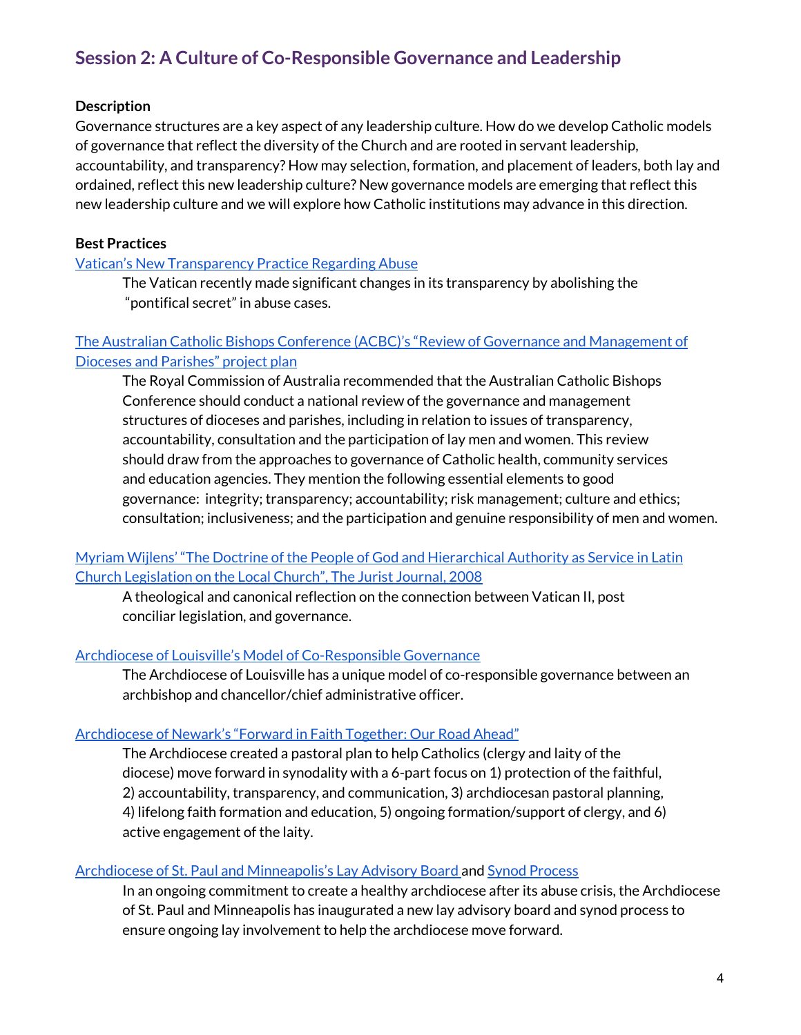## Session 2: A Culture of Co-Responsible Governance and Leadership

**Description**

Governance structures are a key aspect of any leadership culture. How do we develop Catholic models of governance that reflect the diversity of the Church and are rooted in servant leadership, accountability, and transparency? How may selection, formation, and placement of leaders, both lay and ordained, reflect this new leadership culture? New governance models are emerging that reflect this new leadership culture and we will explore how Catholic institutions may advance in this direction.

**Best Practices**

Vatican's New Transparency Practice Regarding Abuse

The Vatican recently made significant changes in its transparency by abolishing the "pontifical secret" in abuse cases.

The Australian Catholic Bishops Conference (ACBC)'s "Review of Governance and Management of Dioceses and Parishes" project plan

The Royal Commission of Australia recommended that the Australian Catholic Bishops Conference should conduct a national review of the governance and management structures of dioceses and parishes, including in relation to issues of transparency, accountability, consultation and the participation of lay men and women. This review should draw from the approaches to governance of Catholic health, community services and education agencies. They mention the following essential elements to good governance: integrity; transparency; accountability; risk management; culture and ethics; consultation; inclusiveness; and the participation and genuine responsibility of men and women.

Myriam Wijlens' "The Doctrine of the People of God and Hierarchical Authority as Service in Latin Church Legislation on the Local Church", The Jurist Journal, 2008

A theological and canonical reflection on the connection between Vatican II, post conciliar legislation, and governance.

Archdiocese of Louisville's Model of Co-Responsible Governance

The Archdiocese of Louisville has a unique model of co-responsible governance between an archbishop and chancellor/chief administrative officer.

Archdiocese of Newark's "Forward in Faith Together: Our Road Ahead"

The Archdiocese created a pastoral plan to help Catholics (clergy and laity of the diocese) move forward in synodality with a 6-part focus on 1) protection of the faithful, 2) accountability, transparency, and communication, 3) archdiocesan pastoral planning, 4) lifelong faith formation and education, 5) ongoing formation/support of clergy, and 6) active engagement of the laity.

Archdiocese of St. Paul and Minneapolis's Lay Advisory Board and Synod Process

In an ongoing commitment to create a healthy archdiocese after its abuse crisis, the Archdiocese of St. Paul and Minneapolis has inaugurated a new lay advisory board and synod process to ensure ongoing lay involvement to help the archdiocese move forward.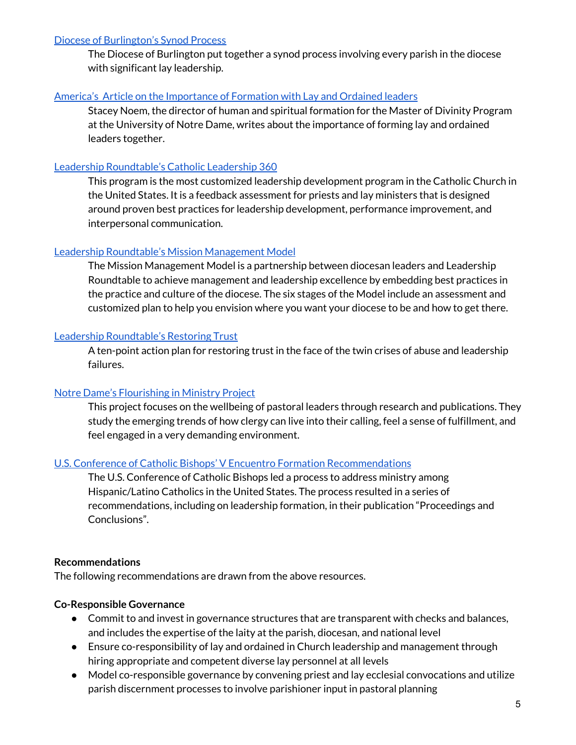Diocese of Burlington's Synod Process

The Diocese of Burlington put together a synod process involving every parish in the diocese with significant lay leadership.

America's  Article on the Importance of Formation with Lay and Ordained leaders

Stacey Noem, the director of human and spiritual formation for the Master of Divinity Program at the University of Notre Dame, writes about the importance of forming lay and ordained leaders together.

Leadership Roundtable's Catholic Leadership 360

This program is the most customized leadership development program in the Catholic Church in the United States. It is a feedback assessment for priests and lay ministers that is designed around proven best practices for leadership development, performance improvement, and interpersonal communication.

Leadership Roundtable's Mission Management Model

The Mission Management Model is a partnership between diocesan leaders and Leadership Roundtable to achieve management and leadership excellence by embedding best practices in the practice and culture of the diocese. The six stages of the Model include an assessment and customized plan to help you envision where you want your diocese to be and how to get there.

Leadership Roundtable's Restoring Trust

A ten-point action plan for restoring trust in the face of the twin crises of abuse and leadership failures.

Notre Dame's Flourishing in Ministry Project

This project focuses on the wellbeing of pastoral leaders through research and publications. They study the emerging trends of how clergy can live into their calling, feel a sense of fulfillment, and feel engaged in a very demanding environment.

U.S. Conference of Catholic Bishops' V Encuentro Formation Recommendations

The U.S. Conference of Catholic Bishops led a process to address ministry among Hispanic/Latino Catholics in the United States. The process resulted in a series of recommendations, including on leadership formation, in their publication "Proceedings and Conclusions".

**Recommendations**

The following recommendations are drawn from the above resources.

**Co-Responsible Governance**

- Commit to and invest in governance structures that are transparent with checks and balances, and includes the expertise of the laity at the parish, diocesan, and national level
- Ensure co-responsibility of lay and ordained in Church leadership and management through hiring appropriate and competent diverse lay personnel at all levels
- Model co-responsible governance by convening priest and lay ecclesial convocations and utilize parish discernment processes to involve parishioner input in pastoral planning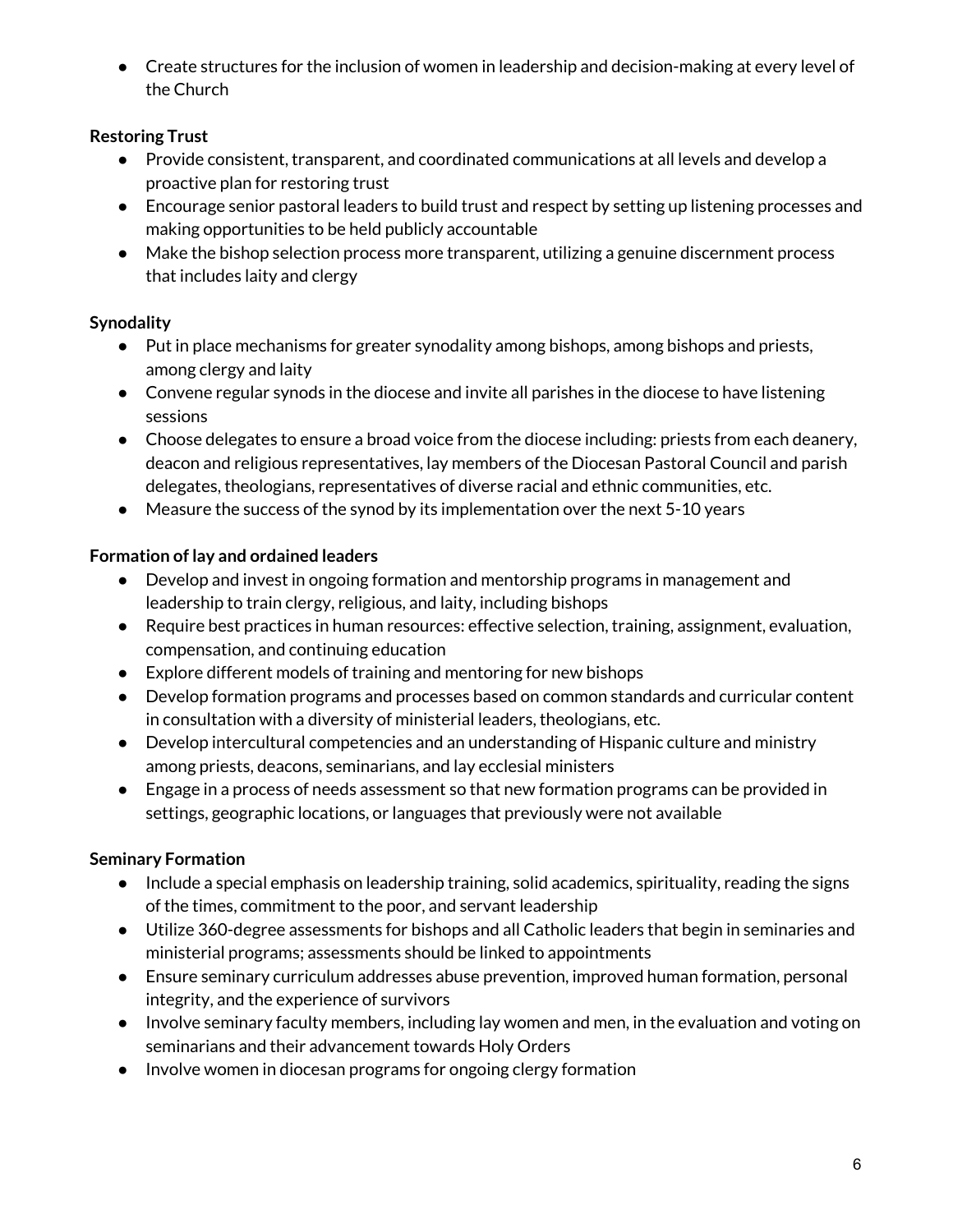- Create structures for the inclusion of women in leadership and decision-making at every level of the Church

**Restoring Trust**

- Provide consistent, transparent, and coordinated communications at all levels and develop a proactive plan for restoring trust
- Encourage senior pastoral leaders to build trust and respect by setting up listening processes and making opportunities to be held publicly accountable
- Make the bishop selection process more transparent, utilizing a genuine discernment process that includes laity and clergy

**Synodality**

- Put in place mechanisms for greater synodality among bishops, among bishops and priests, among clergy and laity
- Convene regular synods in the diocese and invite all parishes in the diocese to have listening sessions
- Choose delegates to ensure a broad voice from the diocese including: priests from each deanery, deacon and religious representatives, lay members of the Diocesan Pastoral Council and parish delegates, theologians, representatives of diverse racial and ethnic communities, etc.
- Measure the success of the synod by its implementation over the next 5-10 years

**Formation of lay and ordained leaders**

- Develop and invest in ongoing formation and mentorship programs in management and leadership to train clergy, religious, and laity, including bishops
- Require best practices in human resources: effective selection, training, assignment, evaluation, compensation, and continuing education
- Explore different models of training and mentoring for new bishops
- Develop formation programs and processes based on common standards and curricular content in consultation with a diversity of ministerial leaders, theologians, etc.
- Develop intercultural competencies and an understanding of Hispanic culture and ministry among priests, deacons, seminarians, and lay ecclesial ministers
- Engage in a process of needs assessment so that new formation programs can be provided in settings, geographic locations, or languages that previously were not available

**Seminary Formation**

- Include a special emphasis on leadership training, solid academics, spirituality, reading the signs of the times, commitment to the poor, and servant leadership
- Utilize 360-degree assessments for bishops and all Catholic leaders that begin in seminaries and ministerial programs; assessments should be linked to appointments
- Ensure seminary curriculum addresses abuse prevention, improved human formation, personal integrity, and the experience of survivors
- Involve seminary faculty members, including lay women and men, in the evaluation and voting on seminarians and their advancement towards Holy Orders
- Involve women in diocesan programs for ongoing clergy formation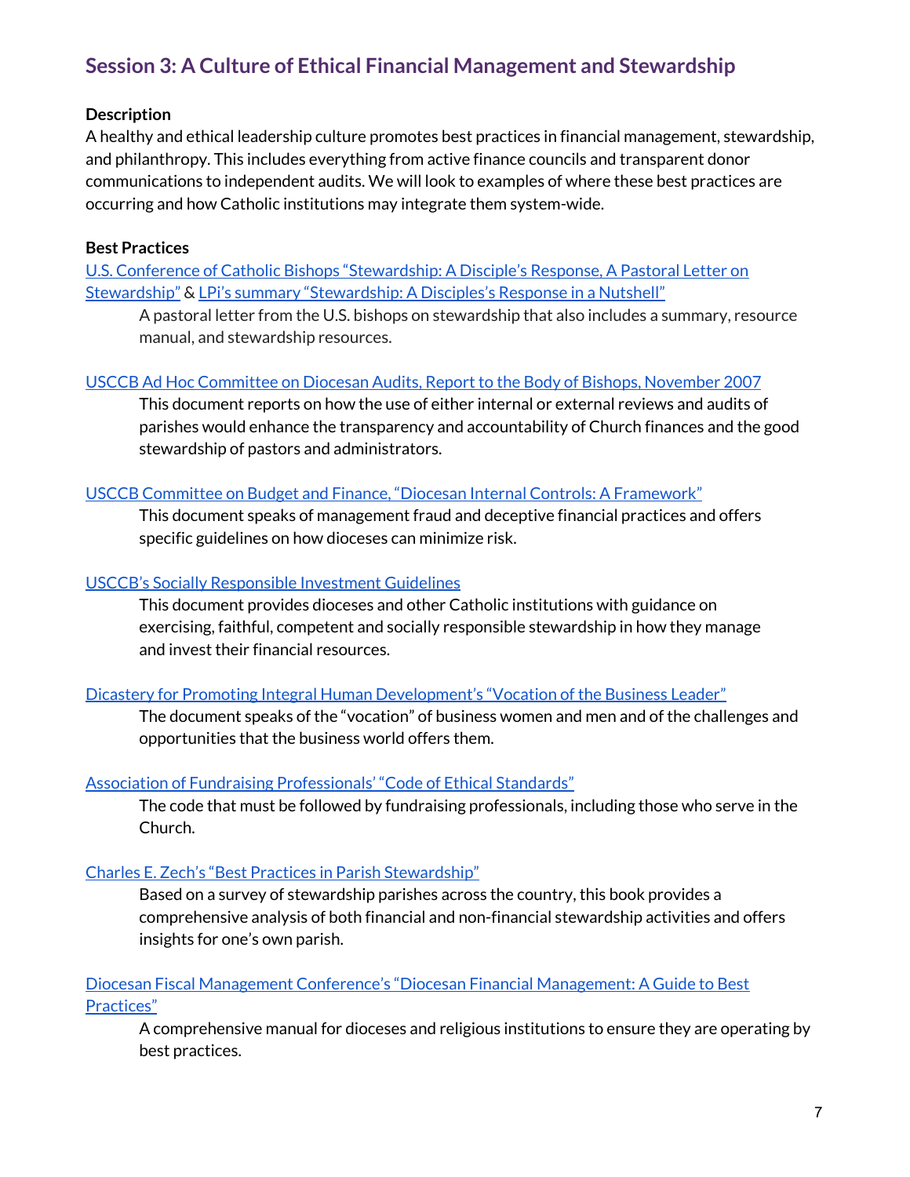## Session 3: A Culture of Ethical Financial Management and Stewardship

**Description**

A healthy and ethical leadership culture promotes best practices in financial management, stewardship, and philanthropy. This includes everything from active finance councils and transparent donor communications to independent audits. We will look to examples of where these best practices are occurring and how Catholic institutions may integrate them system-wide.

**Best Practices**

U.S. Conference of Catholic Bishops "Stewardship: A Disciple's Response, A Pastoral Letter on Stewardship" & LPi's summary "Stewardship: A Disciples's Response in a Nutshell"

> A pastoral letter from the U.S. bishops on stewardship that also includes a summary, resource manual, and stewardship resources.

USCCB Ad Hoc Committee on Diocesan Audits, Report to the Body of Bishops, November 2007

> This document reports on how the use of either internal or external reviews and audits of parishes would enhance the transparency and accountability of Church finances and the good stewardship of pastors and administrators.

USCCB Committee on Budget and Finance, "Diocesan Internal Controls: A Framework"

> This document speaks of management fraud and deceptive financial practices and offers specific guidelines on how dioceses can minimize risk.

USCCB's Socially Responsible Investment Guidelines

> This document provides dioceses and other Catholic institutions with guidance on exercising, faithful, competent and socially responsible stewardship in how they manage and invest their financial resources.

Dicastery for Promoting Integral Human Development's "Vocation of the Business Leader"

> The document speaks of the "vocation" of business women and men and of the challenges and opportunities that the business world offers them.

Association of Fundraising Professionals' "Code of Ethical Standards"

> The code that must be followed by fundraising professionals, including those who serve in the Church.

Charles E. Zech's "Best Practices in Parish Stewardship"

> Based on a survey of stewardship parishes across the country, this book provides a comprehensive analysis of both financial and non-financial stewardship activities and offers insights for one's own parish.

Diocesan Fiscal Management Conference's "Diocesan Financial Management: A Guide to Best Practices"

> A comprehensive manual for dioceses and religious institutions to ensure they are operating by best practices.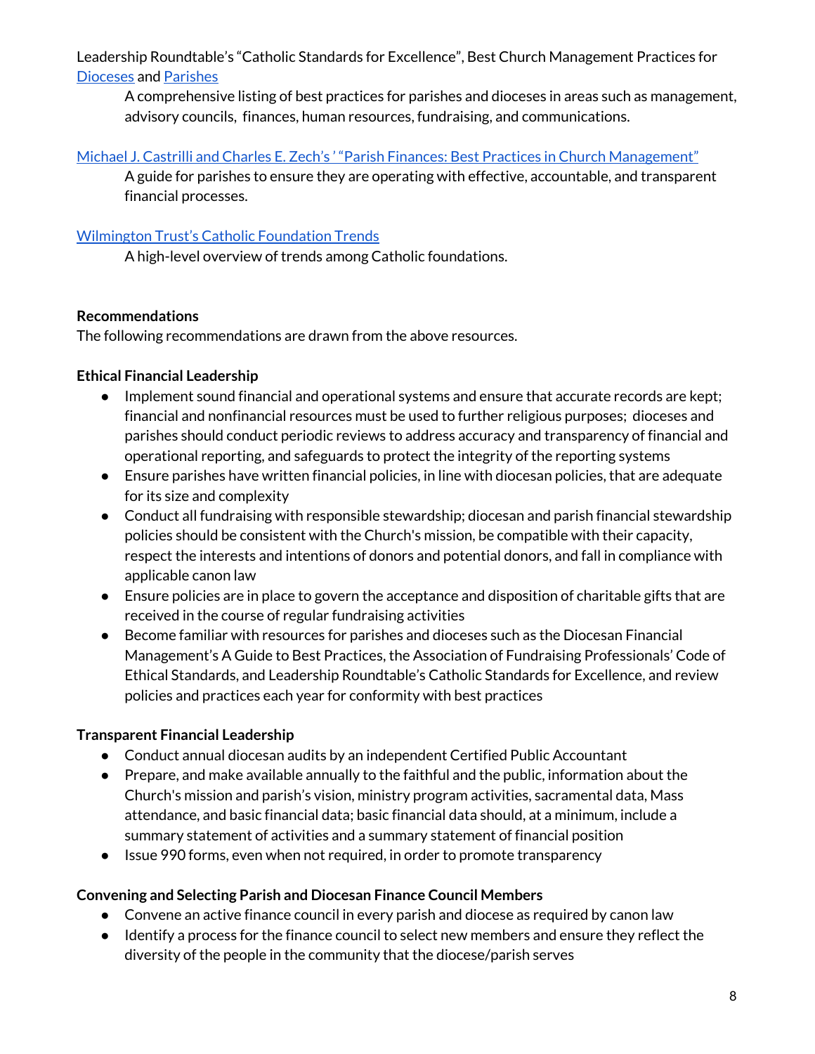Leadership Roundtable's "Catholic Standards for Excellence", Best Church Management Practices for Dioceses and Parishes

A comprehensive listing of best practices for parishes and dioceses in areas such as management, advisory councils, finances, human resources, fundraising, and communications.

Michael J. Castrilli and Charles E. Zech's ' "Parish Finances: Best Practices in Church Management"

A guide for parishes to ensure they are operating with effective, accountable, and transparent financial processes.

Wilmington Trust's Catholic Foundation Trends

A high-level overview of trends among Catholic foundations.

**Recommendations**

The following recommendations are drawn from the above resources.

**Ethical Financial Leadership**

- Implement sound financial and operational systems and ensure that accurate records are kept; financial and nonfinancial resources must be used to further religious purposes; dioceses and parishes should conduct periodic reviews to address accuracy and transparency of financial and operational reporting, and safeguards to protect the integrity of the reporting systems
- Ensure parishes have written financial policies, in line with diocesan policies, that are adequate for its size and complexity
- Conduct all fundraising with responsible stewardship; diocesan and parish financial stewardship policies should be consistent with the Church's mission, be compatible with their capacity, respect the interests and intentions of donors and potential donors, and fall in compliance with applicable canon law
- Ensure policies are in place to govern the acceptance and disposition of charitable gifts that are received in the course of regular fundraising activities
- Become familiar with resources for parishes and dioceses such as the Diocesan Financial Management's A Guide to Best Practices, the Association of Fundraising Professionals' Code of Ethical Standards, and Leadership Roundtable's Catholic Standards for Excellence, and review policies and practices each year for conformity with best practices

**Transparent Financial Leadership**

- Conduct annual diocesan audits by an independent Certified Public Accountant
- Prepare, and make available annually to the faithful and the public, information about the Church's mission and parish's vision, ministry program activities, sacramental data, Mass attendance, and basic financial data; basic financial data should, at a minimum, include a summary statement of activities and a summary statement of financial position
- Issue 990 forms, even when not required, in order to promote transparency

**Convening and Selecting Parish and Diocesan Finance Council Members**

- Convene an active finance council in every parish and diocese as required by canon law
- Identify a process for the finance council to select new members and ensure they reflect the diversity of the people in the community that the diocese/parish serves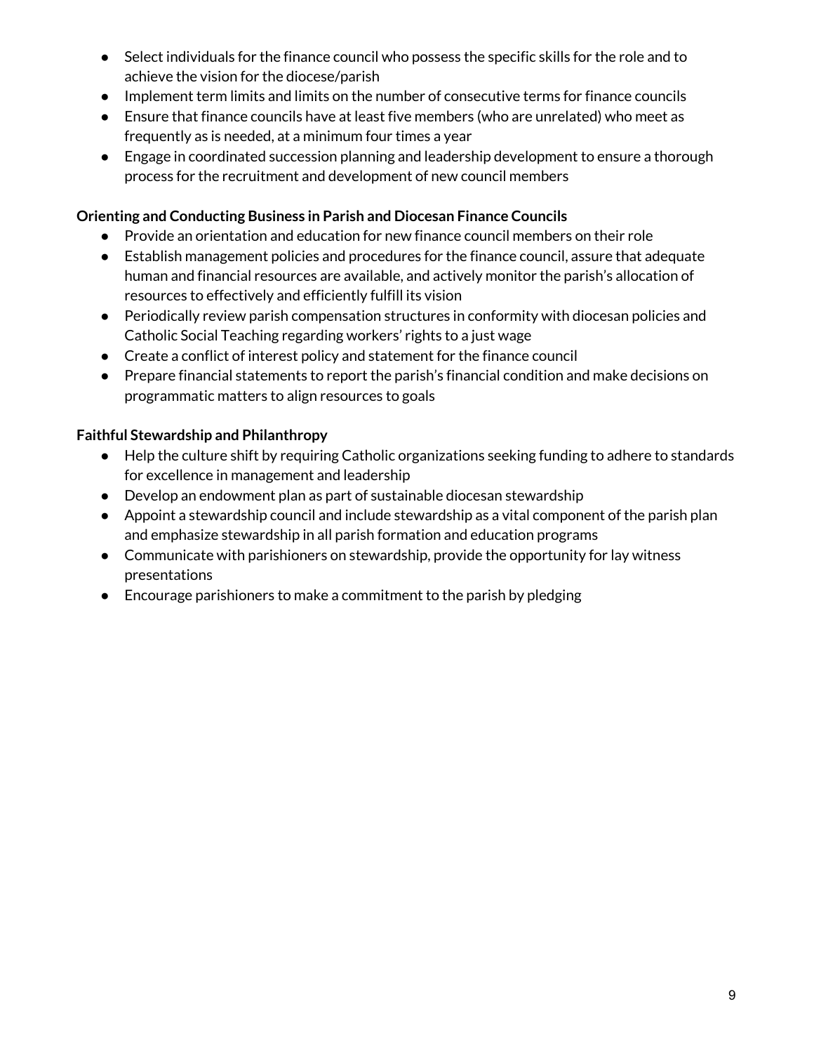- Select individuals for the finance council who possess the specific skills for the role and to achieve the vision for the diocese/parish
- Implement term limits and limits on the number of consecutive terms for finance councils
- Ensure that finance councils have at least five members (who are unrelated) who meet as frequently as is needed, at a minimum four times a year
- Engage in coordinated succession planning and leadership development to ensure a thorough process for the recruitment and development of new council members

**Orienting and Conducting Business in Parish and Diocesan Finance Councils**

- Provide an orientation and education for new finance council members on their role
- Establish management policies and procedures for the finance council, assure that adequate human and financial resources are available, and actively monitor the parish's allocation of resources to effectively and efficiently fulfill its vision
- Periodically review parish compensation structures in conformity with diocesan policies and Catholic Social Teaching regarding workers' rights to a just wage
- Create a conflict of interest policy and statement for the finance council
- Prepare financial statements to report the parish's financial condition and make decisions on programmatic matters to align resources to goals

**Faithful Stewardship and Philanthropy**

- Help the culture shift by requiring Catholic organizations seeking funding to adhere to standards for excellence in management and leadership
- Develop an endowment plan as part of sustainable diocesan stewardship
- Appoint a stewardship council and include stewardship as a vital component of the parish plan and emphasize stewardship in all parish formation and education programs
- Communicate with parishioners on stewardship, provide the opportunity for lay witness presentations
- Encourage parishioners to make a commitment to the parish by pledging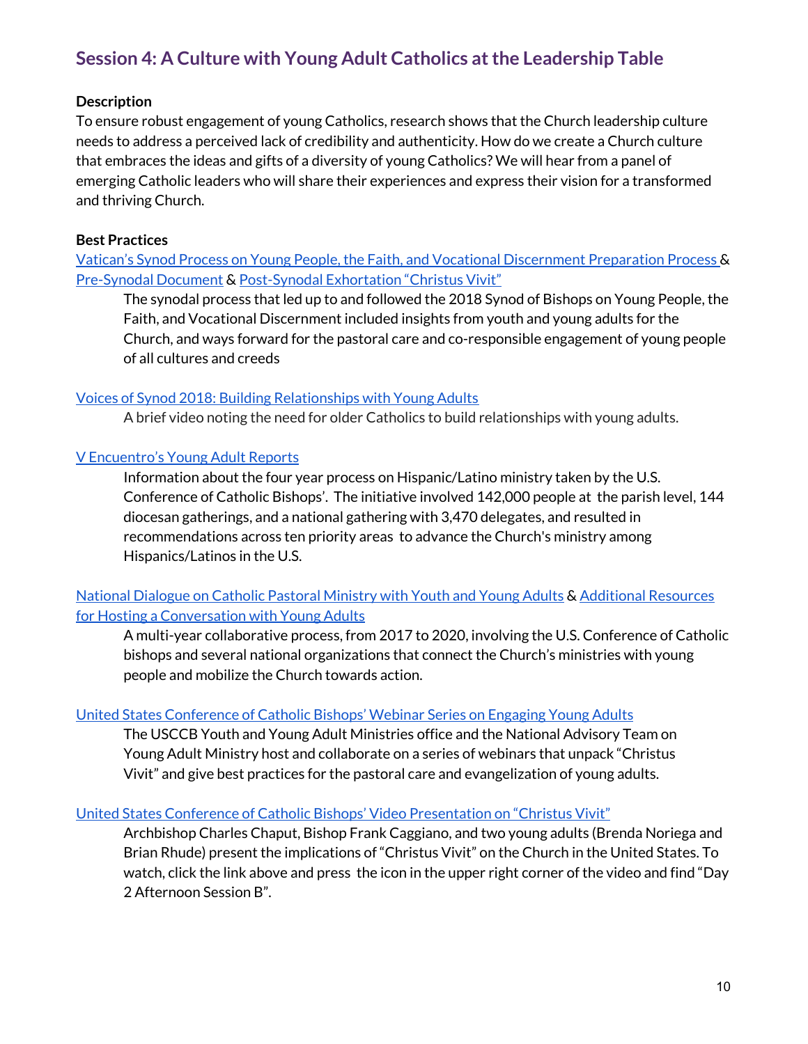## Session 4: A Culture with Young Adult Catholics at the Leadership Table

**Description**

To ensure robust engagement of young Catholics, research shows that the Church leadership culture needs to address a perceived lack of credibility and authenticity. How do we create a Church culture that embraces the ideas and gifts of a diversity of young Catholics? We will hear from a panel of emerging Catholic leaders who will share their experiences and express their vision for a transformed and thriving Church.

**Best Practices**

Vatican's Synod Process on Young People, the Faith, and Vocational Discernment Preparation Process & Pre-Synodal Document & Post-Synodal Exhortation "Christus Vivit"

> The synodal process that led up to and followed the 2018 Synod of Bishops on Young People, the Faith, and Vocational Discernment included insights from youth and young adults for the Church, and ways forward for the pastoral care and co-responsible engagement of young people of all cultures and creeds

Voices of Synod 2018: Building Relationships with Young Adults

> A brief video noting the need for older Catholics to build relationships with young adults.

V Encuentro's Young Adult Reports

> Information about the four year process on Hispanic/Latino ministry taken by the U.S. Conference of Catholic Bishops'. The initiative involved 142,000 people at the parish level, 144 diocesan gatherings, and a national gathering with 3,470 delegates, and resulted in recommendations across ten priority areas to advance the Church's ministry among Hispanics/Latinos in the U.S.

National Dialogue on Catholic Pastoral Ministry with Youth and Young Adults & Additional Resources for Hosting a Conversation with Young Adults

> A multi-year collaborative process, from 2017 to 2020, involving the U.S. Conference of Catholic bishops and several national organizations that connect the Church's ministries with young people and mobilize the Church towards action.

United States Conference of Catholic Bishops' Webinar Series on Engaging Young Adults

> The USCCB Youth and Young Adult Ministries office and the National Advisory Team on Young Adult Ministry host and collaborate on a series of webinars that unpack "Christus Vivit" and give best practices for the pastoral care and evangelization of young adults.

United States Conference of Catholic Bishops' Video Presentation on "Christus Vivit"

> Archbishop Charles Chaput, Bishop Frank Caggiano, and two young adults (Brenda Noriega and Brian Rhude) present the implications of "Christus Vivit" on the Church in the United States. To watch, click the link above and press the icon in the upper right corner of the video and find "Day 2 Afternoon Session B".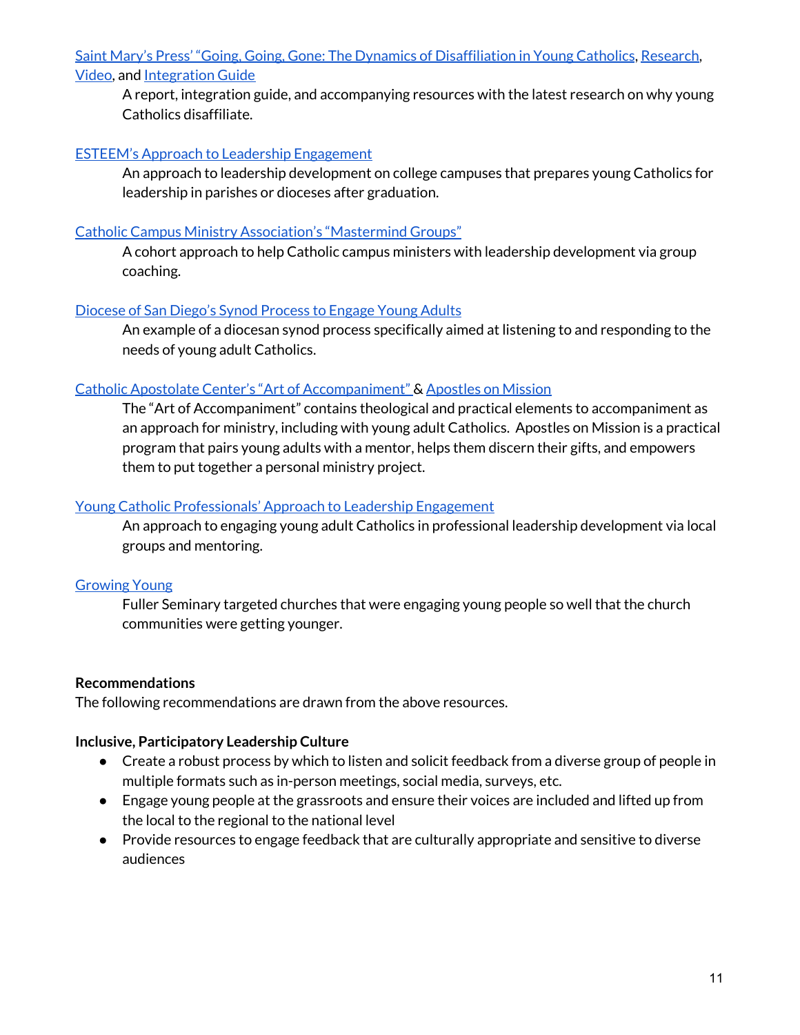Saint Mary's Press' "Going, Going, Gone: The Dynamics of Disaffiliation in Young Catholics, Research, Video, and Integration Guide

A report, integration guide, and accompanying resources with the latest research on why young Catholics disaffiliate.

ESTEEM's Approach to Leadership Engagement

An approach to leadership development on college campuses that prepares young Catholics for leadership in parishes or dioceses after graduation.

Catholic Campus Ministry Association's "Mastermind Groups"

A cohort approach to help Catholic campus ministers with leadership development via group coaching.

Diocese of San Diego's Synod Process to Engage Young Adults

An example of a diocesan synod process specifically aimed at listening to and responding to the needs of young adult Catholics.

Catholic Apostolate Center's "Art of Accompaniment" & Apostles on Mission

The "Art of Accompaniment" contains theological and practical elements to accompaniment as an approach for ministry, including with young adult Catholics. Apostles on Mission is a practical program that pairs young adults with a mentor, helps them discern their gifts, and empowers them to put together a personal ministry project.

Young Catholic Professionals' Approach to Leadership Engagement

An approach to engaging young adult Catholics in professional leadership development via local groups and mentoring.

Growing Young

Fuller Seminary targeted churches that were engaging young people so well that the church communities were getting younger.

**Recommendations**

The following recommendations are drawn from the above resources.

**Inclusive, Participatory Leadership Culture**

- Create a robust process by which to listen and solicit feedback from a diverse group of people in multiple formats such as in-person meetings, social media, surveys, etc.
- Engage young people at the grassroots and ensure their voices are included and lifted up from the local to the regional to the national level
- Provide resources to engage feedback that are culturally appropriate and sensitive to diverse audiences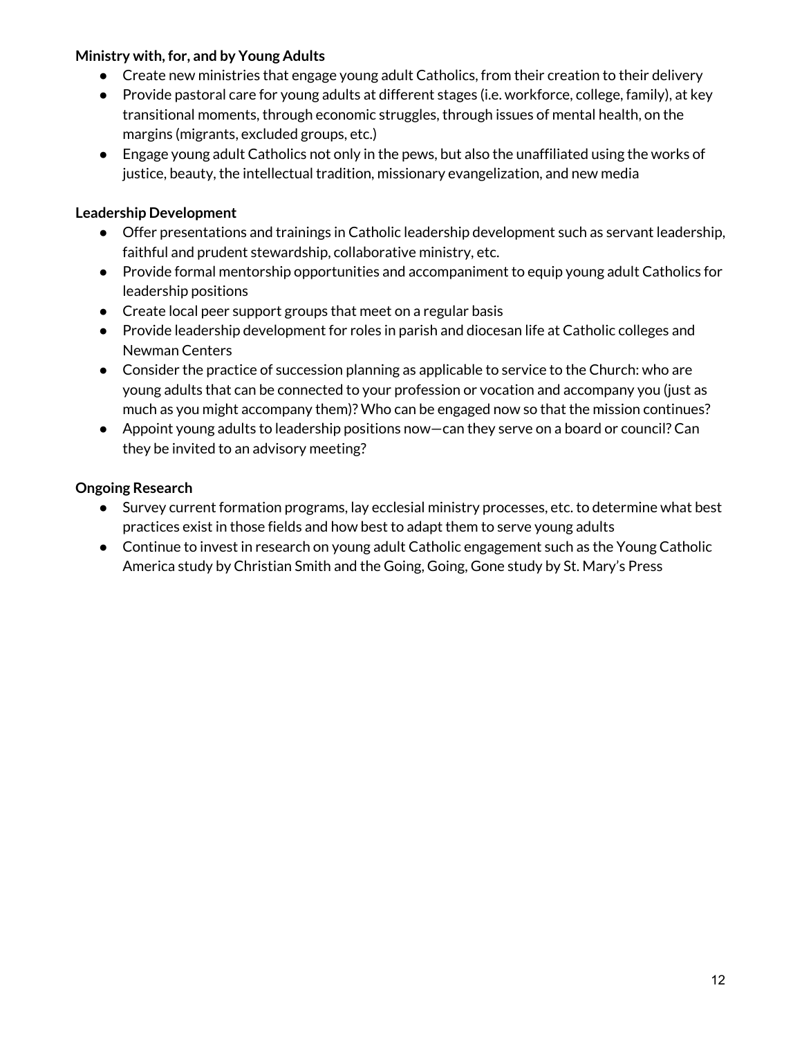**Ministry with, for, and by Young Adults**

- Create new ministries that engage young adult Catholics, from their creation to their delivery
- Provide pastoral care for young adults at different stages (i.e. workforce, college, family), at key transitional moments, through economic struggles, through issues of mental health, on the margins (migrants, excluded groups, etc.)
- Engage young adult Catholics not only in the pews, but also the unaffiliated using the works of justice, beauty, the intellectual tradition, missionary evangelization, and new media

**Leadership Development**

- Offer presentations and trainings in Catholic leadership development such as servant leadership, faithful and prudent stewardship, collaborative ministry, etc.
- Provide formal mentorship opportunities and accompaniment to equip young adult Catholics for leadership positions
- Create local peer support groups that meet on a regular basis
- Provide leadership development for roles in parish and diocesan life at Catholic colleges and Newman Centers
- Consider the practice of succession planning as applicable to service to the Church: who are young adults that can be connected to your profession or vocation and accompany you (just as much as you might accompany them)? Who can be engaged now so that the mission continues?
- Appoint young adults to leadership positions now—can they serve on a board or council? Can they be invited to an advisory meeting?

**Ongoing Research**

- Survey current formation programs, lay ecclesial ministry processes, etc. to determine what best practices exist in those fields and how best to adapt them to serve young adults
- Continue to invest in research on young adult Catholic engagement such as the Young Catholic America study by Christian Smith and the Going, Going, Gone study by St. Mary's Press